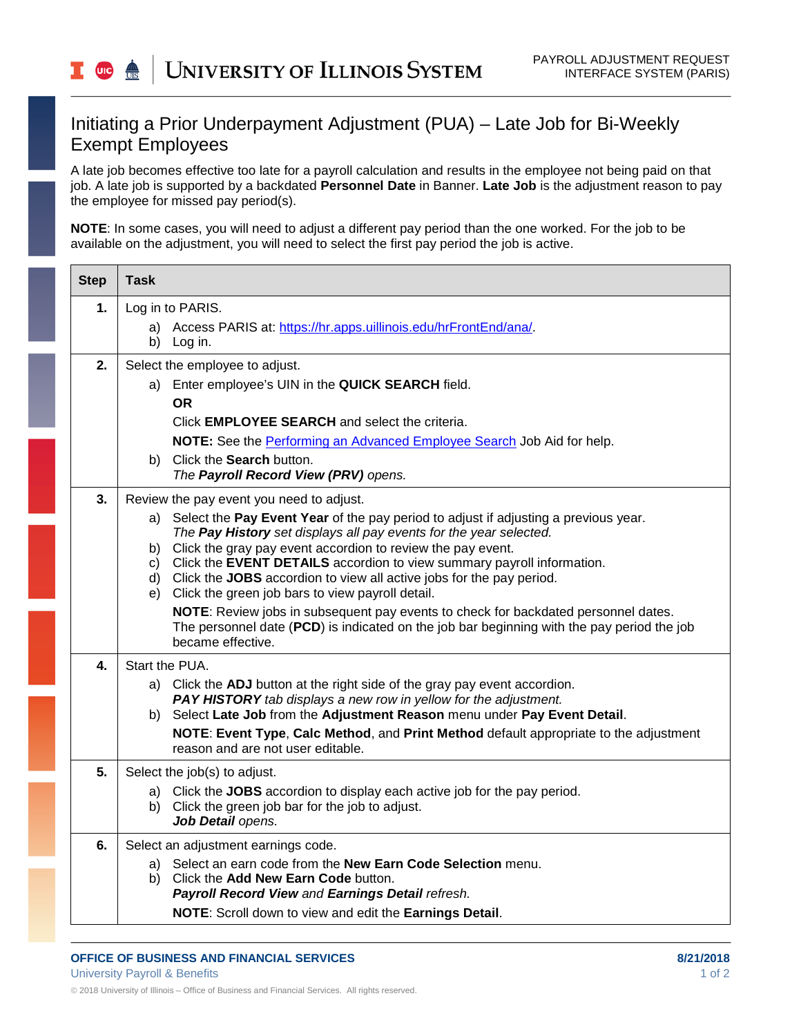# Initiating a Prior Underpayment Adjustment (PUA) – Late Job for Bi-Weekly Exempt Employees

A late job becomes effective too late for a payroll calculation and results in the employee not being paid on that job. A late job is supported by a backdated **Personnel Date** in Banner. **Late Job** is the adjustment reason to pay the employee for missed pay period(s).

**NOTE**: In some cases, you will need to adjust a different pay period than the one worked. For the job to be available on the adjustment, you will need to select the first pay period the job is active.

| Step | Task |
|---|---|
| **1.** | Log in to PARIS.<br>a) Access PARIS at: https://hr.apps.uillinois.edu/hrFrontEnd/ana/.<br>b) Log in. |
| **2.** | Select the employee to adjust.<br>a) Enter employee's UIN in the **QUICK SEARCH** field.<br>**OR**<br>Click **EMPLOYEE SEARCH** and select the criteria.<br>**NOTE:** See the Performing an Advanced Employee Search Job Aid for help.<br>b) Click the **Search** button.<br>*The **Payroll Record View (PRV)** opens.* |
| **3.** | Review the pay event you need to adjust.<br>a) Select the **Pay Event Year** of the pay period to adjust if adjusting a previous year.<br>*The **Pay History** set displays all pay events for the year selected.*<br>b) Click the gray pay event accordion to review the pay event.<br>c) Click the **EVENT DETAILS** accordion to view summary payroll information.<br>d) Click the **JOBS** accordion to view all active jobs for the pay period.<br>e) Click the green job bars to view payroll detail.<br>**NOTE**: Review jobs in subsequent pay events to check for backdated personnel dates. The personnel date (**PCD**) is indicated on the job bar beginning with the pay period the job became effective. |
| **4.** | Start the PUA.<br>a) Click the **ADJ** button at the right side of the gray pay event accordion.<br>***PAY HISTORY** tab displays a new row in yellow for the adjustment.*<br>b) Select **Late Job** from the **Adjustment Reason** menu under **Pay Event Detail**.<br>**NOTE**: **Event Type**, **Calc Method**, and **Print Method** default appropriate to the adjustment reason and are not user editable. |
| **5.** | Select the job(s) to adjust.<br>a) Click the **JOBS** accordion to display each active job for the pay period.<br>b) Click the green job bar for the job to adjust.<br>***Job Detail** opens.* |
| **6.** | Select an adjustment earnings code.<br>a) Select an earn code from the **New Earn Code Selection** menu.<br>b) Click the **Add New Earn Code** button.<br>***Payroll Record View** and **Earnings Detail** refresh.*<br>**NOTE**: Scroll down to view and edit the **Earnings Detail**. |

**OFFICE OF BUSINESS AND FINANCIAL SERVICES**
University Payroll & Benefits

**8/21/2018**

© 2018 University of Illinois – Office of Business and Financial Services. All rights reserved.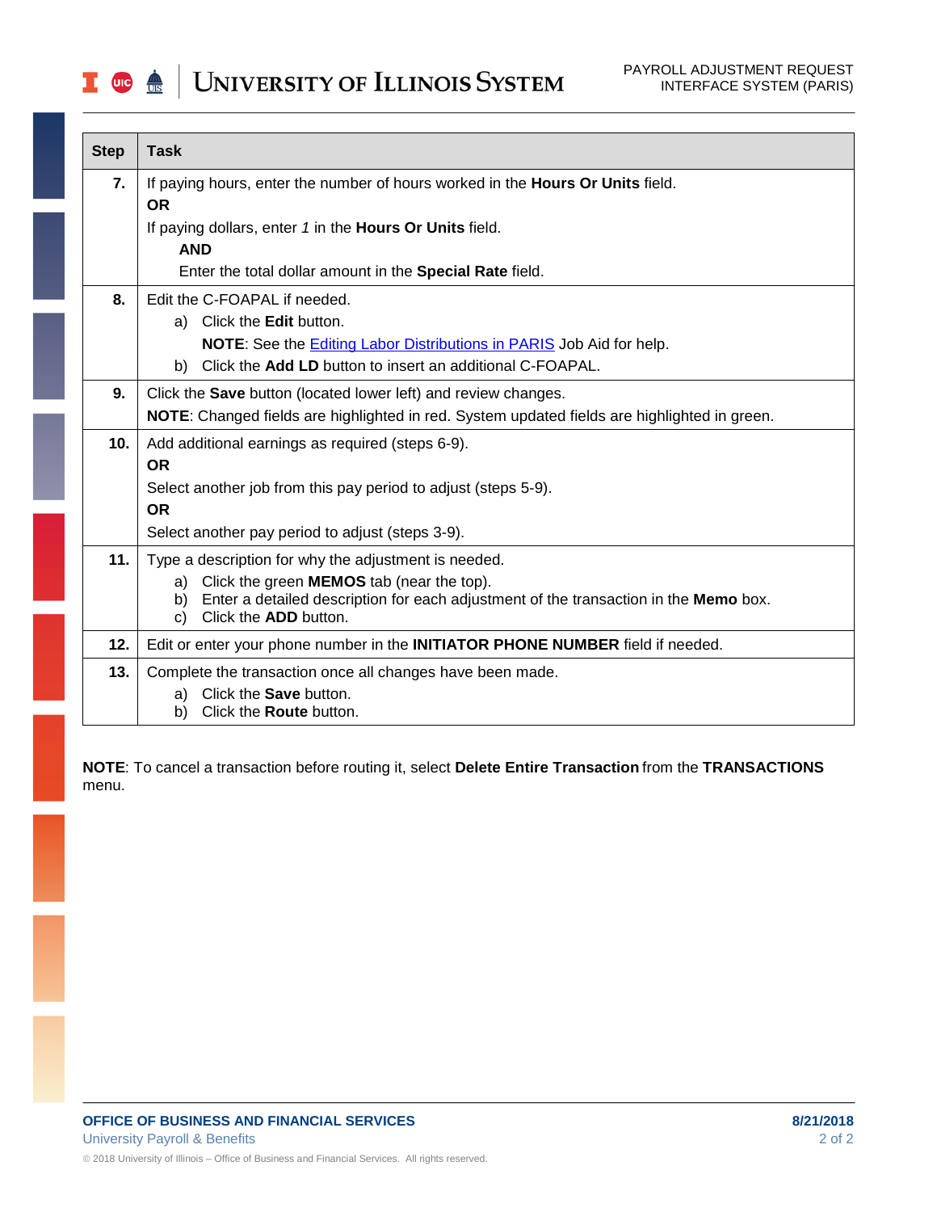| Step | Task |
| --- | --- |
| **7.** | If paying hours, enter the number of hours worked in the **Hours Or Units** field.<br>**OR**<br>If paying dollars, enter *1* in the **Hours Or Units** field.<br>**AND**<br>Enter the total dollar amount in the **Special Rate** field. |
| **8.** | Edit the C-FOAPAL if needed.<br>a) Click the **Edit** button.<br>**NOTE**: See the [Editing Labor Distributions in PARIS]() Job Aid for help.<br>b) Click the **Add LD** button to insert an additional C-FOAPAL. |
| **9.** | Click the **Save** button (located lower left) and review changes.<br>**NOTE**: Changed fields are highlighted in red. System updated fields are highlighted in green. |
| **10.** | Add additional earnings as required (steps 6-9).<br>**OR**<br>Select another job from this pay period to adjust (steps 5-9).<br>**OR**<br>Select another pay period to adjust (steps 3-9). |
| **11.** | Type a description for why the adjustment is needed.<br>a) Click the green **MEMOS** tab (near the top).<br>b) Enter a detailed description for each adjustment of the transaction in the **Memo** box.<br>c) Click the **ADD** button. |
| **12.** | Edit or enter your phone number in the **INITIATOR PHONE NUMBER** field if needed. |
| **13.** | Complete the transaction once all changes have been made.<br>a) Click the **Save** button.<br>b) Click the **Route** button. |

**NOTE**: To cancel a transaction before routing it, select **Delete Entire Transaction** from the **TRANSACTIONS** menu.